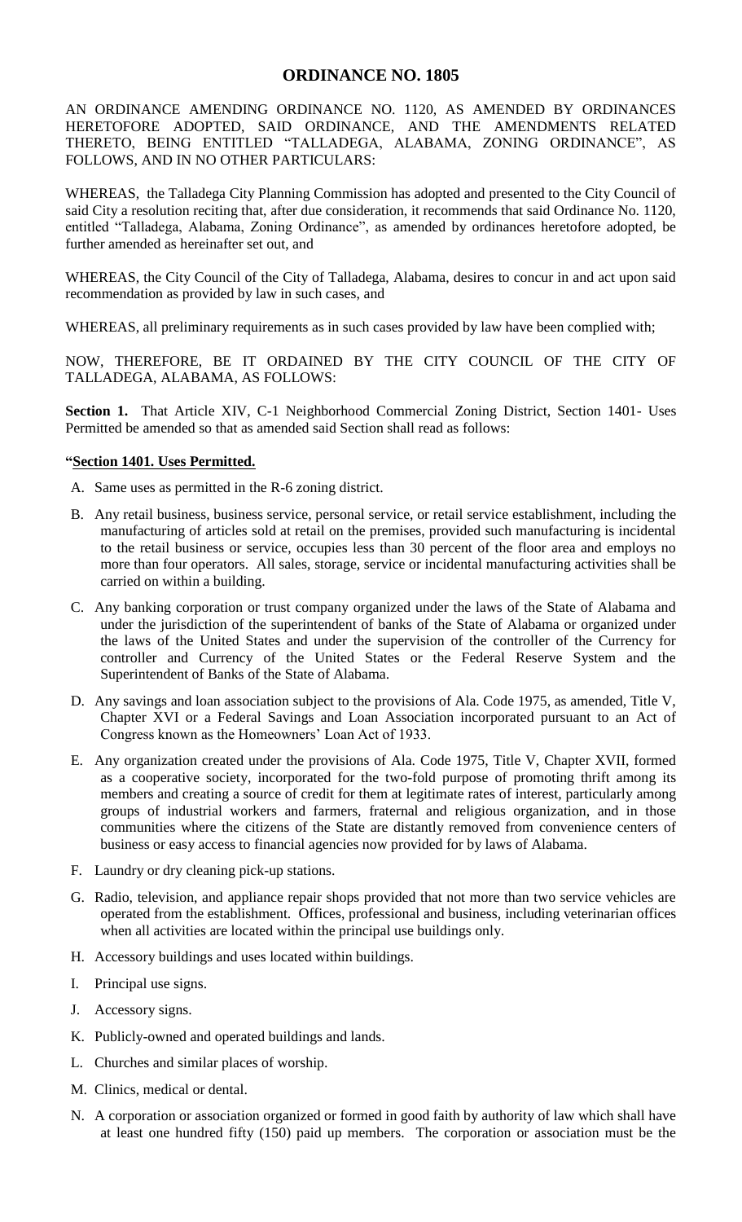# ORDINANCE NO. 1805

AN ORDINANCE AMENDING ORDINANCE NO. 1120, AS AMENDED BY ORDINANCES HERETOFORE ADOPTED, SAID ORDINANCE, AND THE AMENDMENTS RELATED THERETO, BEING ENTITLED "TALLADEGA, ALABAMA, ZONING ORDINANCE", AS FOLLOWS, AND IN NO OTHER PARTICULARS:

WHEREAS, the Talladega City Planning Commission has adopted and presented to the City Council of said City a resolution reciting that, after due consideration, it recommends that said Ordinance No. 1120, entitled "Talladega, Alabama, Zoning Ordinance", as amended by ordinances heretofore adopted, be further amended as hereinafter set out, and

WHEREAS, the City Council of the City of Talladega, Alabama, desires to concur in and act upon said recommendation as provided by law in such cases, and

WHEREAS, all preliminary requirements as in such cases provided by law have been complied with;

NOW, THEREFORE, BE IT ORDAINED BY THE CITY COUNCIL OF THE CITY OF TALLADEGA, ALABAMA, AS FOLLOWS:

**Section 1.** That Article XIV, C-1 Neighborhood Commercial Zoning District, Section 1401- Uses Permitted be amended so that as amended said Section shall read as follows:

**"Section 1401. Uses Permitted.**

A. Same uses as permitted in the R-6 zoning district.

B. Any retail business, business service, personal service, or retail service establishment, including the manufacturing of articles sold at retail on the premises, provided such manufacturing is incidental to the retail business or service, occupies less than 30 percent of the floor area and employs no more than four operators. All sales, storage, service or incidental manufacturing activities shall be carried on within a building.

C. Any banking corporation or trust company organized under the laws of the State of Alabama and under the jurisdiction of the superintendent of banks of the State of Alabama or organized under the laws of the United States and under the supervision of the controller of the Currency for controller and Currency of the United States or the Federal Reserve System and the Superintendent of Banks of the State of Alabama.

D. Any savings and loan association subject to the provisions of Ala. Code 1975, as amended, Title V, Chapter XVI or a Federal Savings and Loan Association incorporated pursuant to an Act of Congress known as the Homeowners' Loan Act of 1933.

E. Any organization created under the provisions of Ala. Code 1975, Title V, Chapter XVII, formed as a cooperative society, incorporated for the two-fold purpose of promoting thrift among its members and creating a source of credit for them at legitimate rates of interest, particularly among groups of industrial workers and farmers, fraternal and religious organization, and in those communities where the citizens of the State are distantly removed from convenience centers of business or easy access to financial agencies now provided for by laws of Alabama.

F. Laundry or dry cleaning pick-up stations.

G. Radio, television, and appliance repair shops provided that not more than two service vehicles are operated from the establishment. Offices, professional and business, including veterinarian offices when all activities are located within the principal use buildings only.

H. Accessory buildings and uses located within buildings.

I. Principal use signs.

J. Accessory signs.

K. Publicly-owned and operated buildings and lands.

L. Churches and similar places of worship.

M. Clinics, medical or dental.

N. A corporation or association organized or formed in good faith by authority of law which shall have at least one hundred fifty (150) paid up members. The corporation or association must be the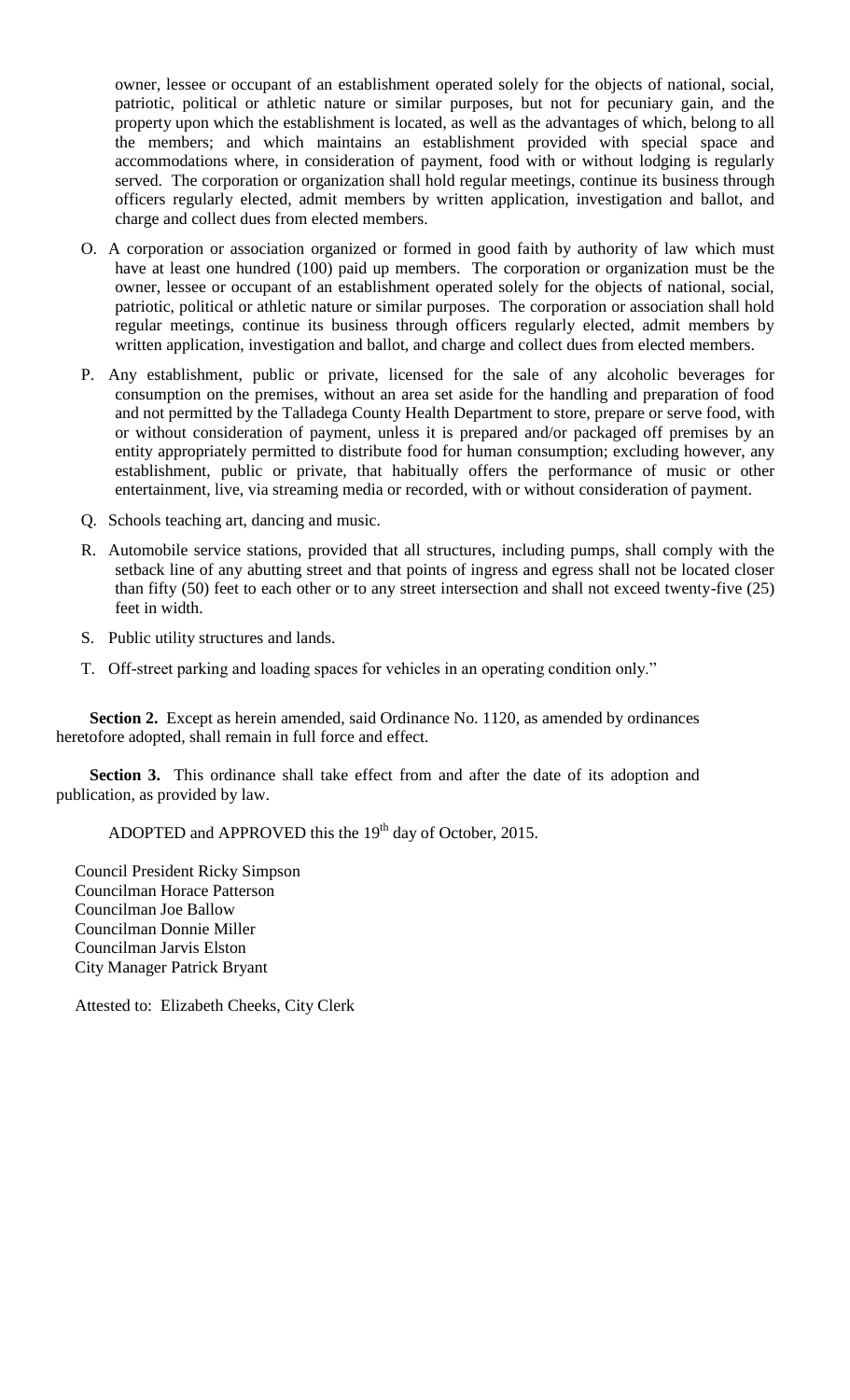owner, lessee or occupant of an establishment operated solely for the objects of national, social, patriotic, political or athletic nature or similar purposes, but not for pecuniary gain, and the property upon which the establishment is located, as well as the advantages of which, belong to all the members; and which maintains an establishment provided with special space and accommodations where, in consideration of payment, food with or without lodging is regularly served. The corporation or organization shall hold regular meetings, continue its business through officers regularly elected, admit members by written application, investigation and ballot, and charge and collect dues from elected members.

O. A corporation or association organized or formed in good faith by authority of law which must have at least one hundred (100) paid up members. The corporation or organization must be the owner, lessee or occupant of an establishment operated solely for the objects of national, social, patriotic, political or athletic nature or similar purposes. The corporation or association shall hold regular meetings, continue its business through officers regularly elected, admit members by written application, investigation and ballot, and charge and collect dues from elected members.

P. Any establishment, public or private, licensed for the sale of any alcoholic beverages for consumption on the premises, without an area set aside for the handling and preparation of food and not permitted by the Talladega County Health Department to store, prepare or serve food, with or without consideration of payment, unless it is prepared and/or packaged off premises by an entity appropriately permitted to distribute food for human consumption; excluding however, any establishment, public or private, that habitually offers the performance of music or other entertainment, live, via streaming media or recorded, with or without consideration of payment.

Q. Schools teaching art, dancing and music.

R. Automobile service stations, provided that all structures, including pumps, shall comply with the setback line of any abutting street and that points of ingress and egress shall not be located closer than fifty (50) feet to each other or to any street intersection and shall not exceed twenty-five (25) feet in width.

S. Public utility structures and lands.

T. Off-street parking and loading spaces for vehicles in an operating condition only."

**Section 2.** Except as herein amended, said Ordinance No. 1120, as amended by ordinances heretofore adopted, shall remain in full force and effect.

**Section 3.** This ordinance shall take effect from and after the date of its adoption and publication, as provided by law.

ADOPTED and APPROVED this the 19th day of October, 2015.

Council President Ricky Simpson
Councilman Horace Patterson
Councilman Joe Ballow
Councilman Donnie Miller
Councilman Jarvis Elston
City Manager Patrick Bryant

Attested to: Elizabeth Cheeks, City Clerk